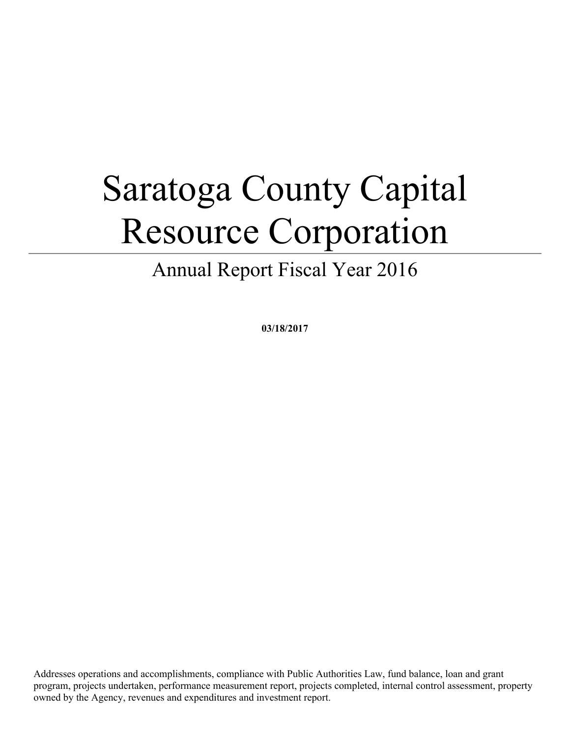# Saratoga County Capital Resource Corporation

## Annual Report Fiscal Year 2016

**03/18/2017**

Addresses operations and accomplishments, compliance with Public Authorities Law, fund balance, loan and grant program, projects undertaken, performance measurement report, projects completed, internal control assessment, property owned by the Agency, revenues and expenditures and investment report.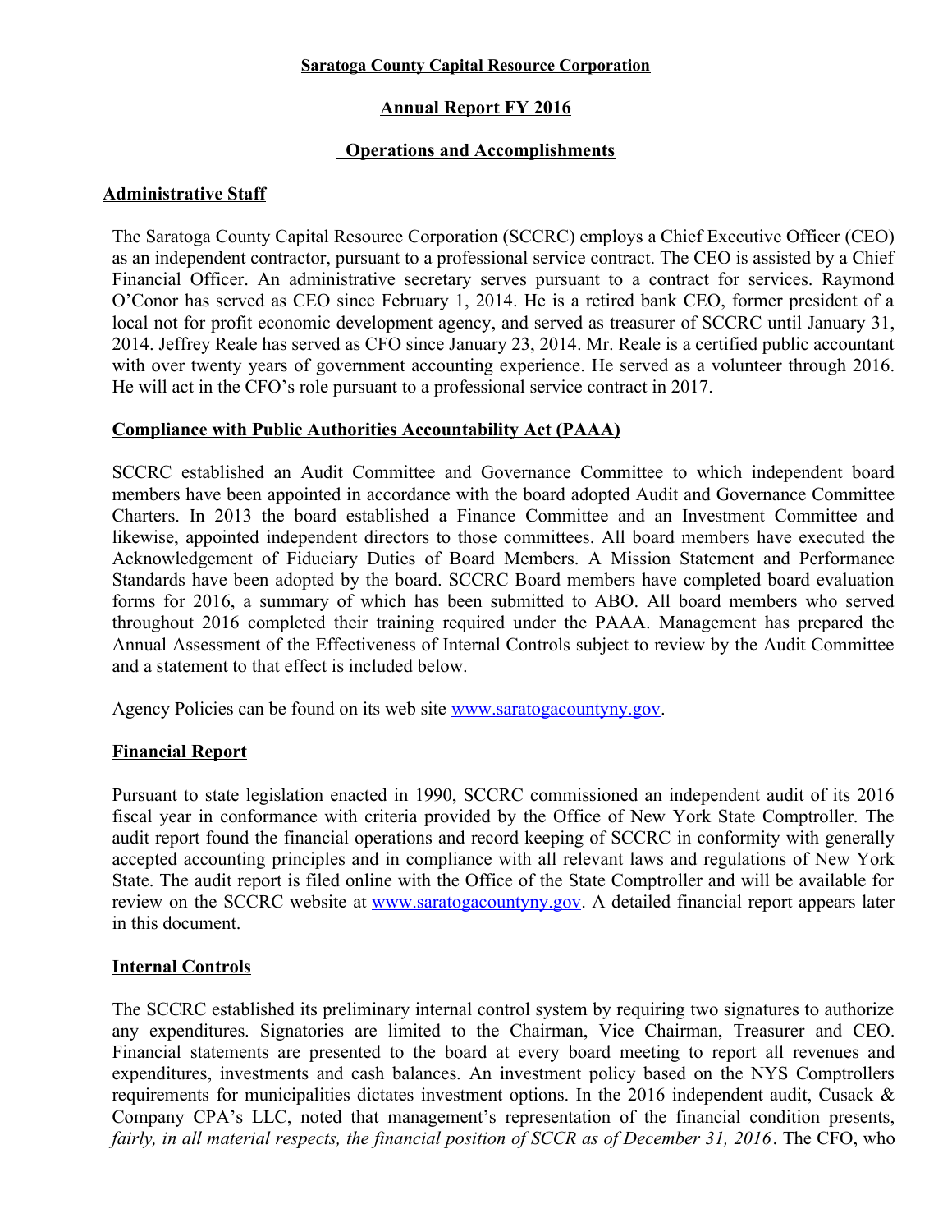**Saratoga County Capital Resource Corporation**

**Annual Report FY 2016**

**Operations and Accomplishments**

## Administrative Staff

The Saratoga County Capital Resource Corporation (SCCRC) employs a Chief Executive Officer (CEO) as an independent contractor, pursuant to a professional service contract. The CEO is assisted by a Chief Financial Officer. An administrative secretary serves pursuant to a contract for services. Raymond O'Conor has served as CEO since February 1, 2014. He is a retired bank CEO, former president of a local not for profit economic development agency, and served as treasurer of SCCRC until January 31, 2014. Jeffrey Reale has served as CFO since January 23, 2014. Mr. Reale is a certified public accountant with over twenty years of government accounting experience. He served as a volunteer through 2016. He will act in the CFO's role pursuant to a professional service contract in 2017.

## Compliance with Public Authorities Accountability Act (PAAA)

SCCRC established an Audit Committee and Governance Committee to which independent board members have been appointed in accordance with the board adopted Audit and Governance Committee Charters. In 2013 the board established a Finance Committee and an Investment Committee and likewise, appointed independent directors to those committees. All board members have executed the Acknowledgement of Fiduciary Duties of Board Members. A Mission Statement and Performance Standards have been adopted by the board. SCCRC Board members have completed board evaluation forms for 2016, a summary of which has been submitted to ABO. All board members who served throughout 2016 completed their training required under the PAAA. Management has prepared the Annual Assessment of the Effectiveness of Internal Controls subject to review by the Audit Committee and a statement to that effect is included below.

Agency Policies can be found on its web site www.saratogacountyny.gov.

## Financial Report

Pursuant to state legislation enacted in 1990, SCCRC commissioned an independent audit of its 2016 fiscal year in conformance with criteria provided by the Office of New York State Comptroller. The audit report found the financial operations and record keeping of SCCRC in conformity with generally accepted accounting principles and in compliance with all relevant laws and regulations of New York State. The audit report is filed online with the Office of the State Comptroller and will be available for review on the SCCRC website at www.saratogacountyny.gov. A detailed financial report appears later in this document.

## Internal Controls

The SCCRC established its preliminary internal control system by requiring two signatures to authorize any expenditures. Signatories are limited to the Chairman, Vice Chairman, Treasurer and CEO. Financial statements are presented to the board at every board meeting to report all revenues and expenditures, investments and cash balances. An investment policy based on the NYS Comptrollers requirements for municipalities dictates investment options. In the 2016 independent audit, Cusack & Company CPA's LLC, noted that management's representation of the financial condition presents, *fairly, in all material respects, the financial position of SCCR as of December 31, 2016*. The CFO, who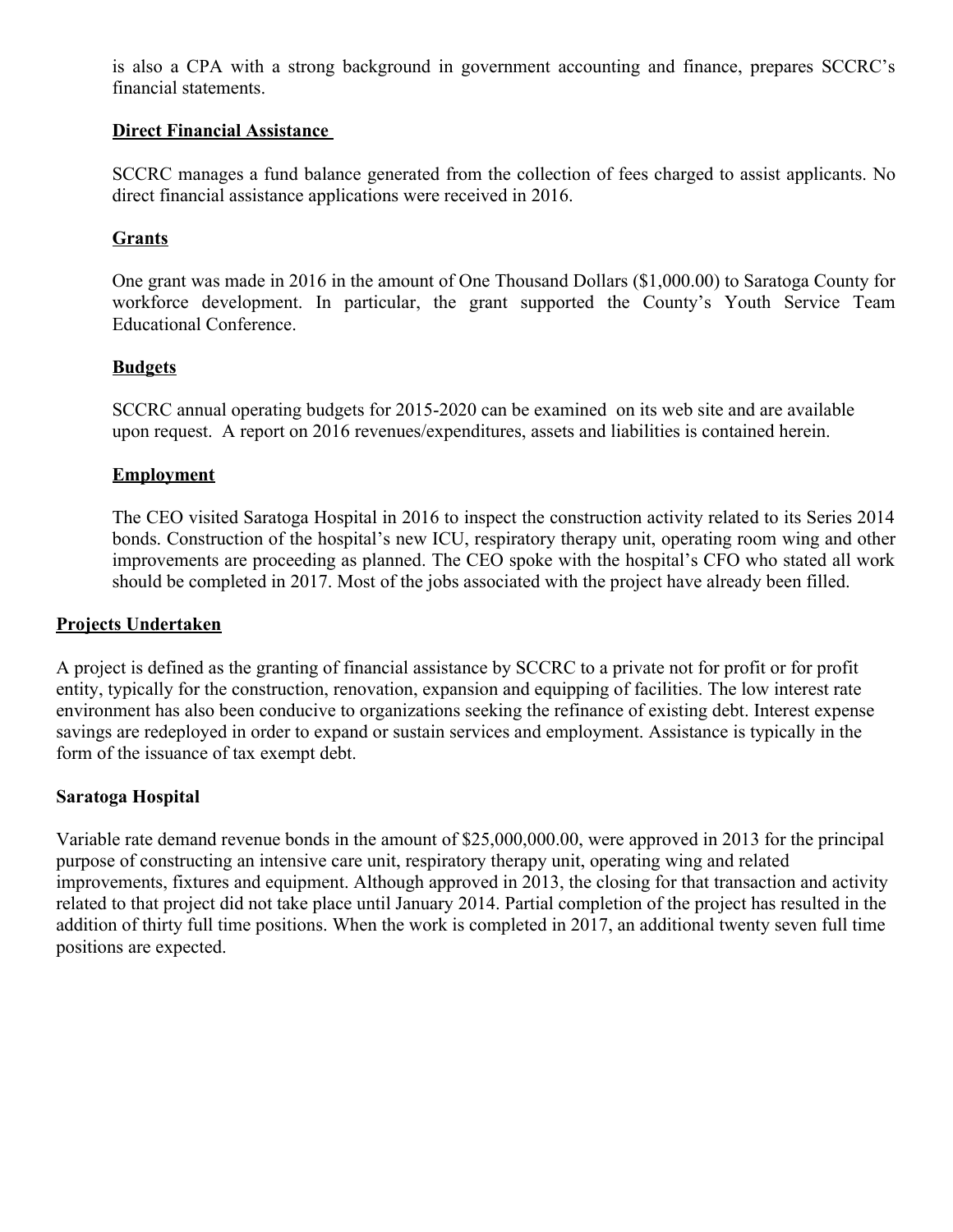is also a CPA with a strong background in government accounting and finance, prepares SCCRC's financial statements.

### Direct Financial Assistance

SCCRC manages a fund balance generated from the collection of fees charged to assist applicants. No direct financial assistance applications were received in 2016.

### Grants

One grant was made in 2016 in the amount of One Thousand Dollars ($1,000.00) to Saratoga County for workforce development. In particular, the grant supported the County's Youth Service Team Educational Conference.

### Budgets

SCCRC annual operating budgets for 2015-2020 can be examined on its web site and are available upon request. A report on 2016 revenues/expenditures, assets and liabilities is contained herein.

### Employment

The CEO visited Saratoga Hospital in 2016 to inspect the construction activity related to its Series 2014 bonds. Construction of the hospital's new ICU, respiratory therapy unit, operating room wing and other improvements are proceeding as planned. The CEO spoke with the hospital's CFO who stated all work should be completed in 2017. Most of the jobs associated with the project have already been filled.

## Projects Undertaken

A project is defined as the granting of financial assistance by SCCRC to a private not for profit or for profit entity, typically for the construction, renovation, expansion and equipping of facilities. The low interest rate environment has also been conducive to organizations seeking the refinance of existing debt. Interest expense savings are redeployed in order to expand or sustain services and employment. Assistance is typically in the form of the issuance of tax exempt debt.

### Saratoga Hospital

Variable rate demand revenue bonds in the amount of $25,000,000.00, were approved in 2013 for the principal purpose of constructing an intensive care unit, respiratory therapy unit, operating wing and related improvements, fixtures and equipment. Although approved in 2013, the closing for that transaction and activity related to that project did not take place until January 2014. Partial completion of the project has resulted in the addition of thirty full time positions. When the work is completed in 2017, an additional twenty seven full time positions are expected.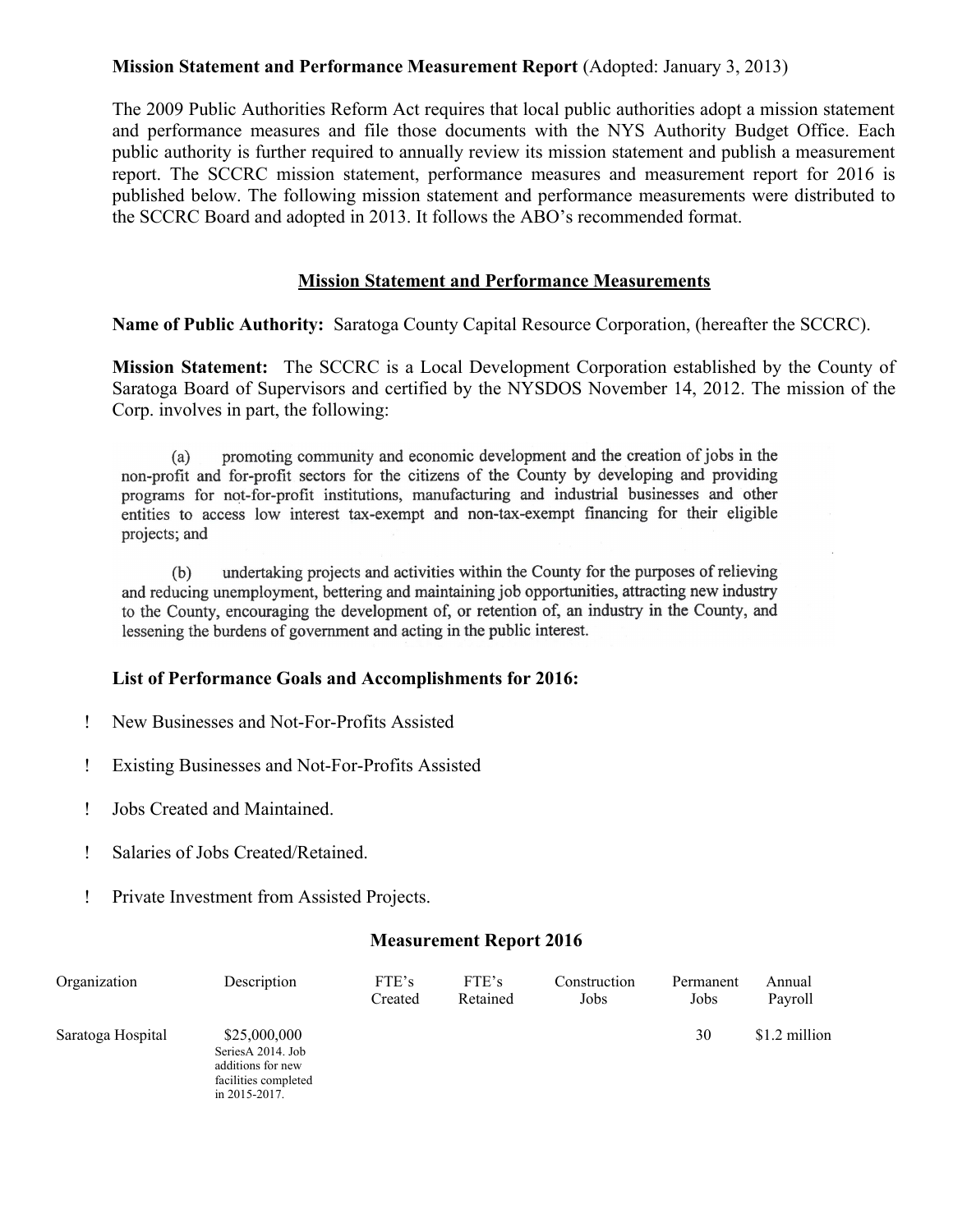**Mission Statement and Performance Measurement Report** (Adopted: January 3, 2013)

The 2009 Public Authorities Reform Act requires that local public authorities adopt a mission statement and performance measures and file those documents with the NYS Authority Budget Office. Each public authority is further required to annually review its mission statement and publish a measurement report. The SCCRC mission statement, performance measures and measurement report for 2016 is published below. The following mission statement and performance measurements were distributed to the SCCRC Board and adopted in 2013. It follows the ABO's recommended format.

## Mission Statement and Performance Measurements

**Name of Public Authority:** Saratoga County Capital Resource Corporation, (hereafter the SCCRC).

**Mission Statement:** The SCCRC is a Local Development Corporation established by the County of Saratoga Board of Supervisors and certified by the NYSDOS November 14, 2012. The mission of the Corp. involves in part, the following:

(a) promoting community and economic development and the creation of jobs in the non-profit and for-profit sectors for the citizens of the County by developing and providing programs for not-for-profit institutions, manufacturing and industrial businesses and other entities to access low interest tax-exempt and non-tax-exempt financing for their eligible projects; and

(b) undertaking projects and activities within the County for the purposes of relieving and reducing unemployment, bettering and maintaining job opportunities, attracting new industry to the County, encouraging the development of, or retention of, an industry in the County, and lessening the burdens of government and acting in the public interest.

### List of Performance Goals and Accomplishments for 2016:

- New Businesses and Not-For-Profits Assisted
- Existing Businesses and Not-For-Profits Assisted
- Jobs Created and Maintained.
- Salaries of Jobs Created/Retained.
- Private Investment from Assisted Projects.

### Measurement Report 2016

| Organization | Description | FTE's Created | FTE's Retained | Construction Jobs | Permanent Jobs | Annual Payroll |
|---|---|---|---|---|---|---|
| Saratoga Hospital | $25,000,000 SeriesA 2014. Job additions for new facilities completed in 2015-2017. | | | | 30 | $1.2 million |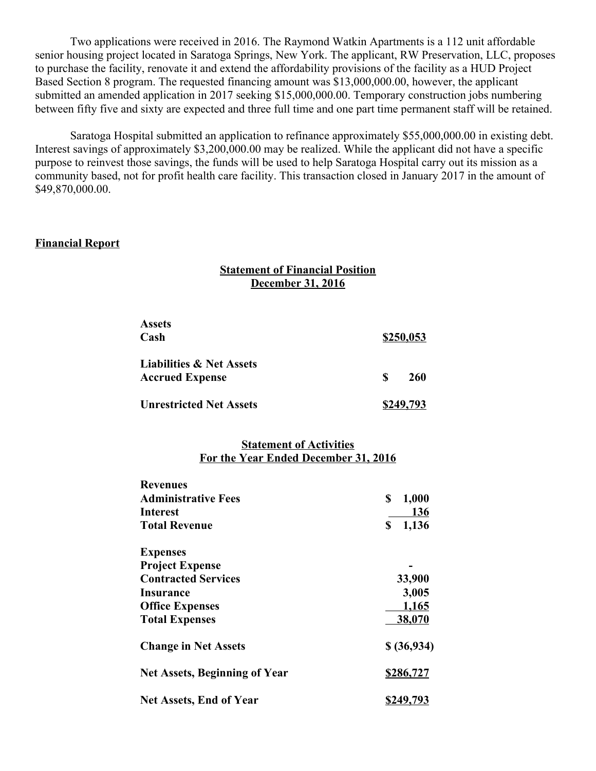Two applications were received in 2016. The Raymond Watkin Apartments is a 112 unit affordable senior housing project located in Saratoga Springs, New York. The applicant, RW Preservation, LLC, proposes to purchase the facility, renovate it and extend the affordability provisions of the facility as a HUD Project Based Section 8 program. The requested financing amount was $13,000,000.00, however, the applicant submitted an amended application in 2017 seeking $15,000,000.00. Temporary construction jobs numbering between fifty five and sixty are expected and three full time and one part time permanent staff will be retained.

Saratoga Hospital submitted an application to refinance approximately $55,000,000.00 in existing debt. Interest savings of approximately $3,200,000.00 may be realized. While the applicant did not have a specific purpose to reinvest those savings, the funds will be used to help Saratoga Hospital carry out its mission as a community based, not for profit health care facility. This transaction closed in January 2017 in the amount of $49,870,000.00.

## Financial Report

### Statement of Financial Position
### December 31, 2016

| | |
|---|---|
| **Assets** | |
| **Cash** | **$250,053** |
| **Liabilities & Net Assets** | |
| **Accrued Expense** | **$ 260** |
| **Unrestricted Net Assets** | **$249,793** |

### Statement of Activities
### For the Year Ended December 31, 2016

| | |
|---|---|
| **Revenues** | |
| **Administrative Fees** | **$ 1,000** |
| **Interest** | **136** |
| **Total Revenue** | **$ 1,136** |
| **Expenses** | |
| **Project Expense** | **-** |
| **Contracted Services** | **33,900** |
| **Insurance** | **3,005** |
| **Office Expenses** | **1,165** |
| **Total Expenses** | **38,070** |
| **Change in Net Assets** | **$ (36,934)** |
| **Net Assets, Beginning of Year** | **$286,727** |
| **Net Assets, End of Year** | **$249,793** |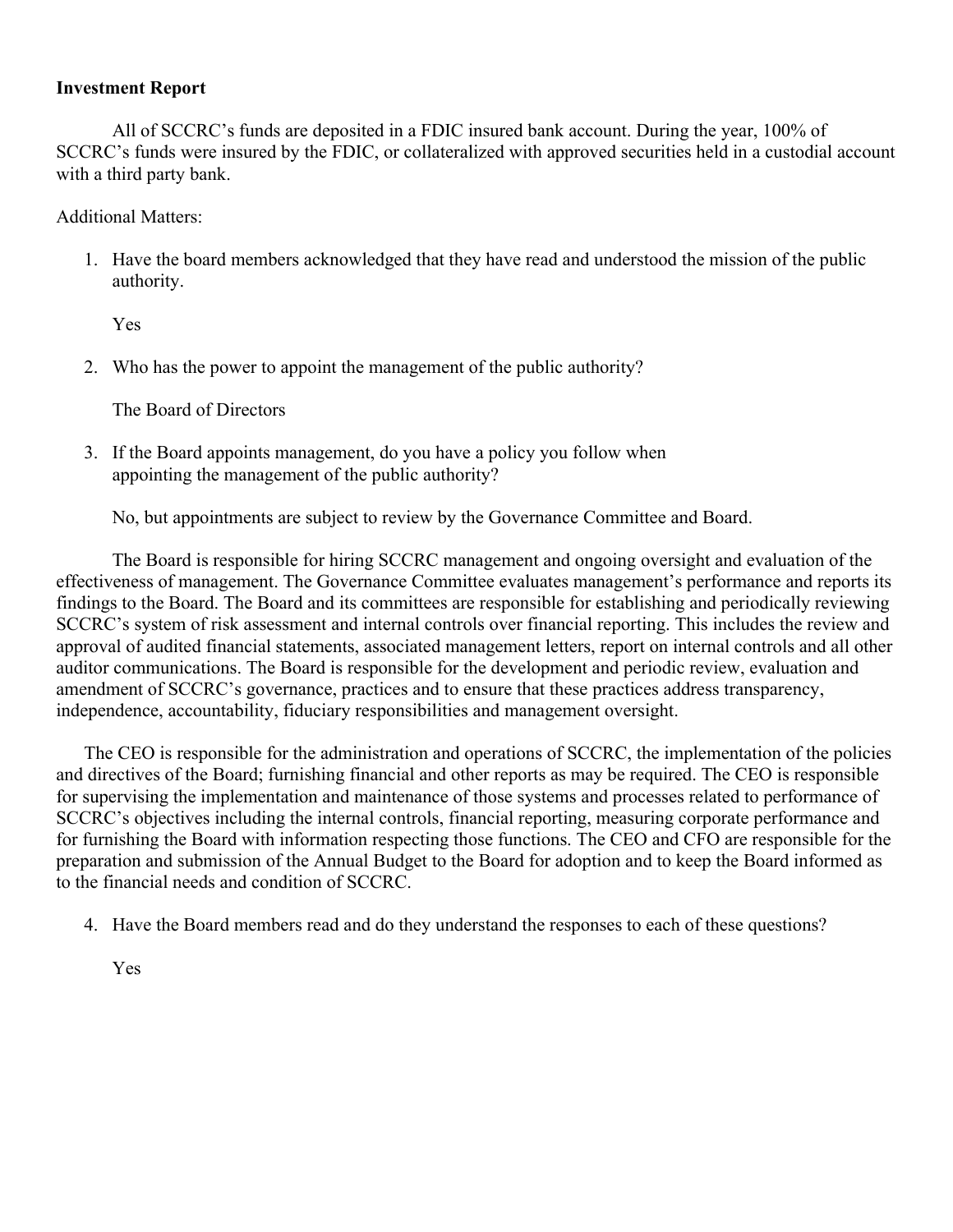**Investment Report**

All of SCCRC's funds are deposited in a FDIC insured bank account. During the year, 100% of SCCRC's funds were insured by the FDIC, or collateralized with approved securities held in a custodial account with a third party bank.

Additional Matters:

1. Have the board members acknowledged that they have read and understood the mission of the public authority.

   Yes

2. Who has the power to appoint the management of the public authority?

   The Board of Directors

3. If the Board appoints management, do you have a policy you follow when appointing the management of the public authority?

   No, but appointments are subject to review by the Governance Committee and Board.

The Board is responsible for hiring SCCRC management and ongoing oversight and evaluation of the effectiveness of management. The Governance Committee evaluates management's performance and reports its findings to the Board. The Board and its committees are responsible for establishing and periodically reviewing SCCRC's system of risk assessment and internal controls over financial reporting. This includes the review and approval of audited financial statements, associated management letters, report on internal controls and all other auditor communications. The Board is responsible for the development and periodic review, evaluation and amendment of SCCRC's governance, practices and to ensure that these practices address transparency, independence, accountability, fiduciary responsibilities and management oversight.

The CEO is responsible for the administration and operations of SCCRC, the implementation of the policies and directives of the Board; furnishing financial and other reports as may be required. The CEO is responsible for supervising the implementation and maintenance of those systems and processes related to performance of SCCRC's objectives including the internal controls, financial reporting, measuring corporate performance and for furnishing the Board with information respecting those functions. The CEO and CFO are responsible for the preparation and submission of the Annual Budget to the Board for adoption and to keep the Board informed as to the financial needs and condition of SCCRC.

4. Have the Board members read and do they understand the responses to each of these questions?

   Yes